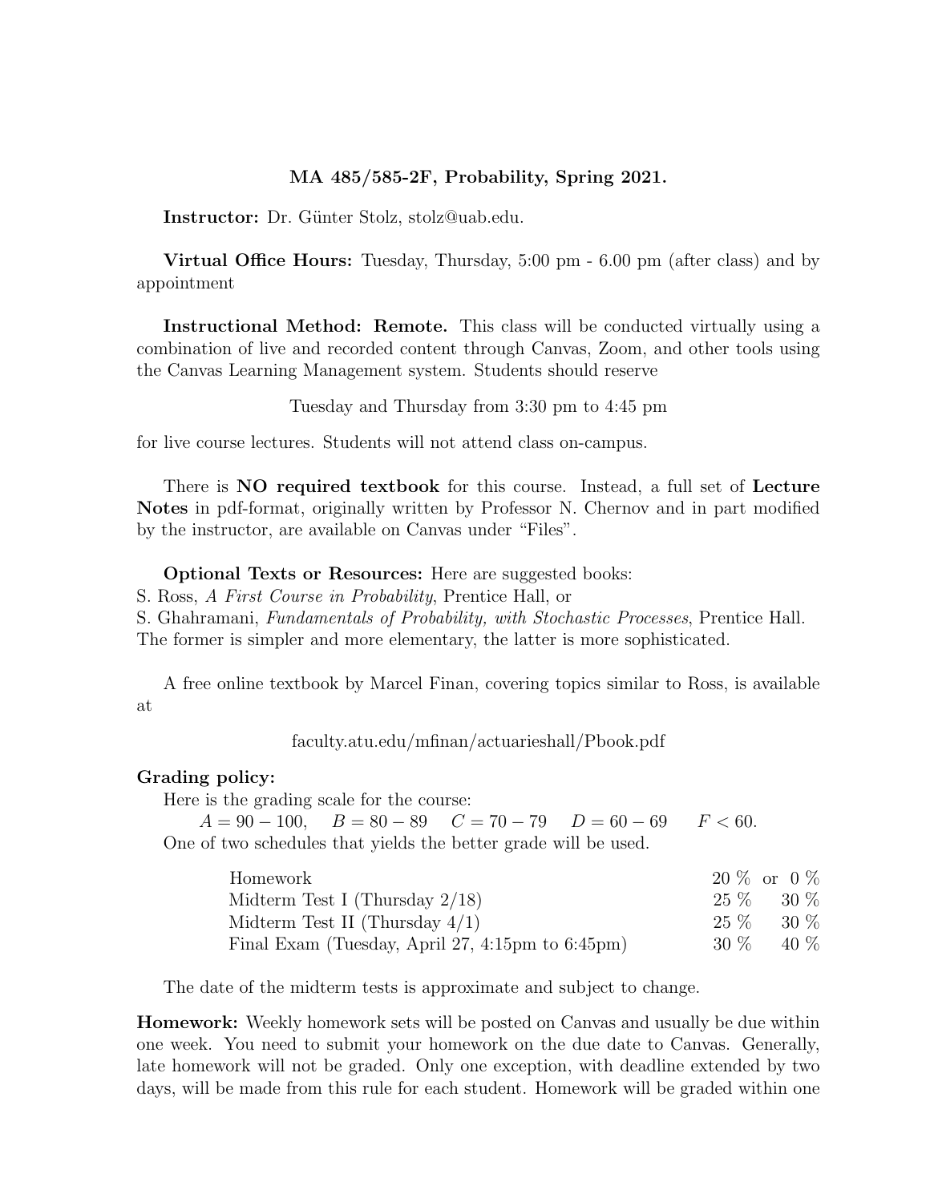# MA 485/585-2F, Probability, Spring 2021.

**Instructor:** Dr. Günter Stolz, stolz@uab.edu.

**Virtual Office Hours:** Tuesday, Thursday, 5:00 pm - 6.00 pm (after class) and by appointment

**Instructional Method: Remote.** This class will be conducted virtually using a combination of live and recorded content through Canvas, Zoom, and other tools using the Canvas Learning Management system. Students should reserve

Tuesday and Thursday from 3:30 pm to 4:45 pm

for live course lectures. Students will not attend class on-campus.

There is **NO required textbook** for this course. Instead, a full set of **Lecture Notes** in pdf-format, originally written by Professor N. Chernov and in part modified by the instructor, are available on Canvas under "Files".

**Optional Texts or Resources:** Here are suggested books:
S. Ross, *A First Course in Probability*, Prentice Hall, or
S. Ghahramani, *Fundamentals of Probability, with Stochastic Processes*, Prentice Hall.
The former is simpler and more elementary, the latter is more sophisticated.

A free online textbook by Marcel Finan, covering topics similar to Ross, is available at

faculty.atu.edu/mfinan/actuarieshall/Pbook.pdf

**Grading policy:**

Here is the grading scale for the course:
$A = 90 - 100$, $B = 80 - 89$ $C = 70 - 79$ $D = 60 - 69$ $F < 60$.
One of two schedules that yields the better grade will be used.

| | | |
|---|---|---|
| Homework | 20 % or | 0 % |
| Midterm Test I (Thursday 2/18) | 25 % | 30 % |
| Midterm Test II (Thursday 4/1) | 25 % | 30 % |
| Final Exam (Tuesday, April 27, 4:15pm to 6:45pm) | 30 % | 40 % |

The date of the midterm tests is approximate and subject to change.

**Homework:** Weekly homework sets will be posted on Canvas and usually be due within one week. You need to submit your homework on the due date to Canvas. Generally, late homework will not be graded. Only one exception, with deadline extended by two days, will be made from this rule for each student. Homework will be graded within one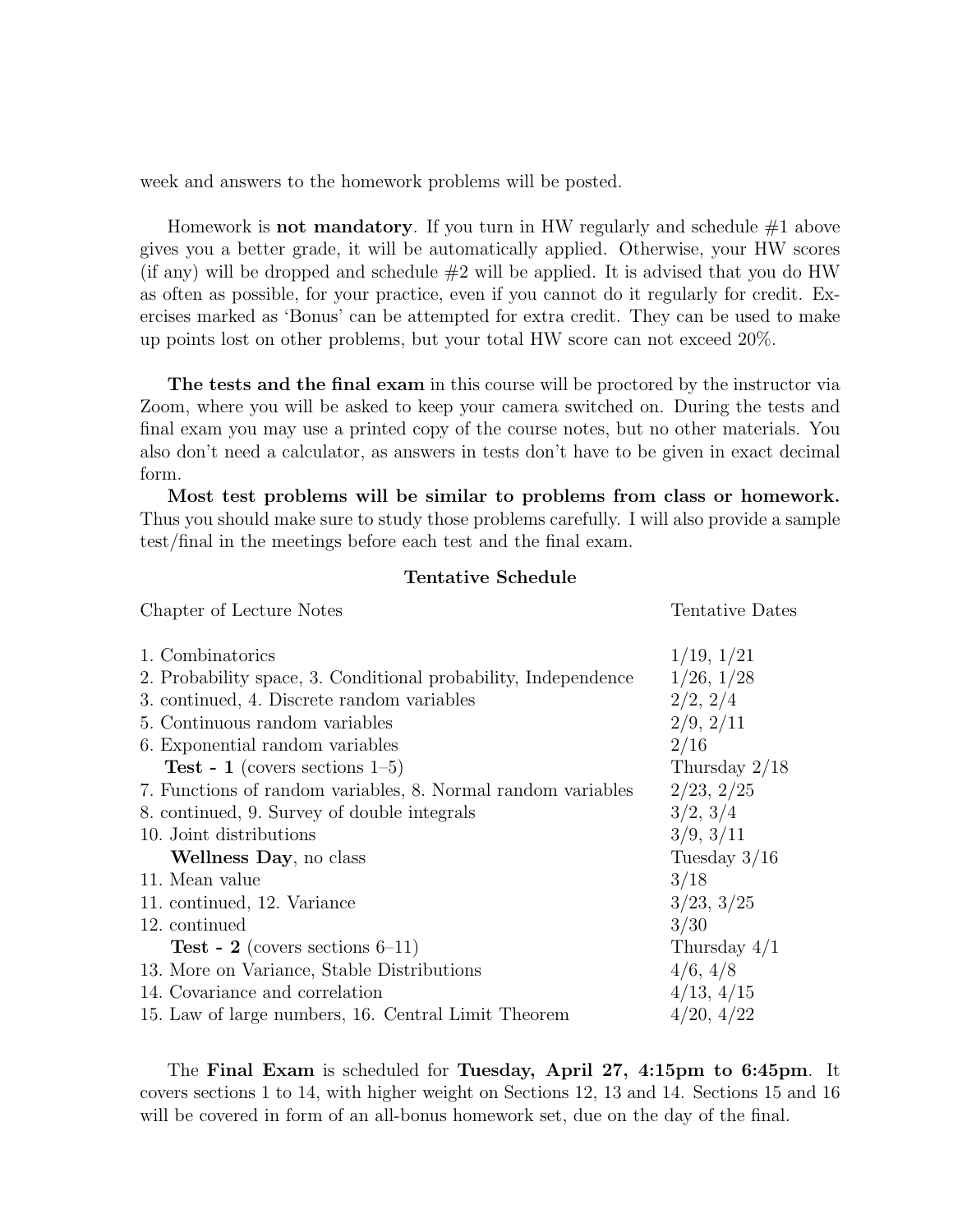week and answers to the homework problems will be posted.

Homework is **not mandatory**. If you turn in HW regularly and schedule #1 above gives you a better grade, it will be automatically applied. Otherwise, your HW scores (if any) will be dropped and schedule #2 will be applied. It is advised that you do HW as often as possible, for your practice, even if you cannot do it regularly for credit. Exercises marked as 'Bonus' can be attempted for extra credit. They can be used to make up points lost on other problems, but your total HW score can not exceed 20%.

**The tests and the final exam** in this course will be proctored by the instructor via Zoom, where you will be asked to keep your camera switched on. During the tests and final exam you may use a printed copy of the course notes, but no other materials. You also don't need a calculator, as answers in tests don't have to be given in exact decimal form.

**Most test problems will be similar to problems from class or homework.** Thus you should make sure to study those problems carefully. I will also provide a sample test/final in the meetings before each test and the final exam.

## Tentative Schedule

| Chapter of Lecture Notes | Tentative Dates |
|---|---|
| 1. Combinatorics | 1/19, 1/21 |
| 2. Probability space, 3. Conditional probability, Independence | 1/26, 1/28 |
| 3. continued, 4. Discrete random variables | 2/2, 2/4 |
| 5. Continuous random variables | 2/9, 2/11 |
| 6. Exponential random variables | 2/16 |
| **Test - 1** (covers sections 1–5) | Thursday 2/18 |
| 7. Functions of random variables, 8. Normal random variables | 2/23, 2/25 |
| 8. continued, 9. Survey of double integrals | 3/2, 3/4 |
| 10. Joint distributions | 3/9, 3/11 |
| **Wellness Day**, no class | Tuesday 3/16 |
| 11. Mean value | 3/18 |
| 11. continued, 12. Variance | 3/23, 3/25 |
| 12. continued | 3/30 |
| **Test - 2** (covers sections 6–11) | Thursday 4/1 |
| 13. More on Variance, Stable Distributions | 4/6, 4/8 |
| 14. Covariance and correlation | 4/13, 4/15 |
| 15. Law of large numbers, 16. Central Limit Theorem | 4/20, 4/22 |

The **Final Exam** is scheduled for **Tuesday, April 27, 4:15pm to 6:45pm**. It covers sections 1 to 14, with higher weight on Sections 12, 13 and 14. Sections 15 and 16 will be covered in form of an all-bonus homework set, due on the day of the final.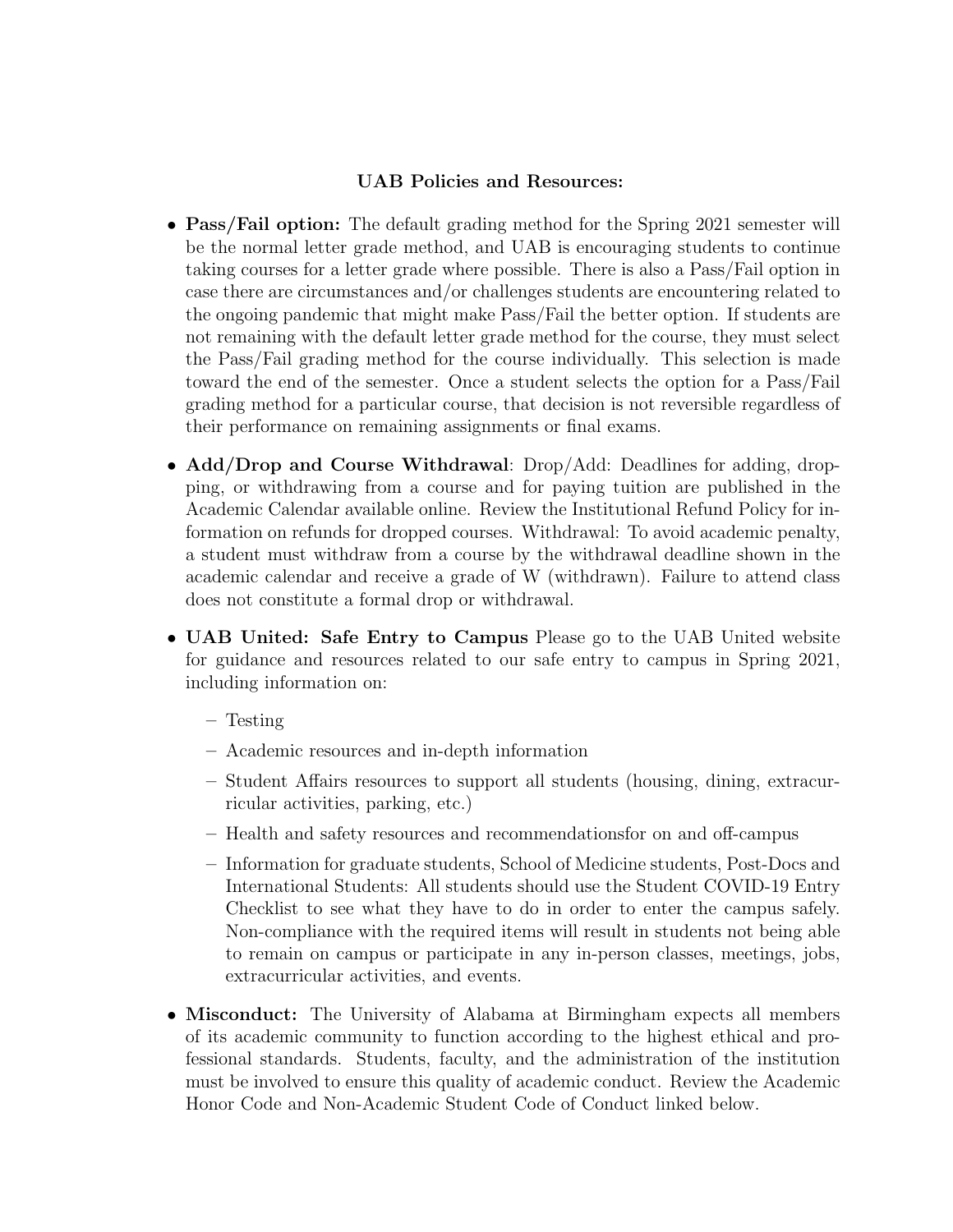**UAB Policies and Resources:**

- **Pass/Fail option:** The default grading method for the Spring 2021 semester will be the normal letter grade method, and UAB is encouraging students to continue taking courses for a letter grade where possible. There is also a Pass/Fail option in case there are circumstances and/or challenges students are encountering related to the ongoing pandemic that might make Pass/Fail the better option. If students are not remaining with the default letter grade method for the course, they must select the Pass/Fail grading method for the course individually. This selection is made toward the end of the semester. Once a student selects the option for a Pass/Fail grading method for a particular course, that decision is not reversible regardless of their performance on remaining assignments or final exams.

- **Add/Drop and Course Withdrawal**: Drop/Add: Deadlines for adding, dropping, or withdrawing from a course and for paying tuition are published in the Academic Calendar available online. Review the Institutional Refund Policy for information on refunds for dropped courses. Withdrawal: To avoid academic penalty, a student must withdraw from a course by the withdrawal deadline shown in the academic calendar and receive a grade of W (withdrawn). Failure to attend class does not constitute a formal drop or withdrawal.

- **UAB United: Safe Entry to Campus** Please go to the UAB United website for guidance and resources related to our safe entry to campus in Spring 2021, including information on:
  - Testing
  - Academic resources and in-depth information
  - Student Affairs resources to support all students (housing, dining, extracurricular activities, parking, etc.)
  - Health and safety resources and recommendationsfor on and off-campus
  - Information for graduate students, School of Medicine students, Post-Docs and International Students: All students should use the Student COVID-19 Entry Checklist to see what they have to do in order to enter the campus safely. Non-compliance with the required items will result in students not being able to remain on campus or participate in any in-person classes, meetings, jobs, extracurricular activities, and events.

- **Misconduct:** The University of Alabama at Birmingham expects all members of its academic community to function according to the highest ethical and professional standards. Students, faculty, and the administration of the institution must be involved to ensure this quality of academic conduct. Review the Academic Honor Code and Non-Academic Student Code of Conduct linked below.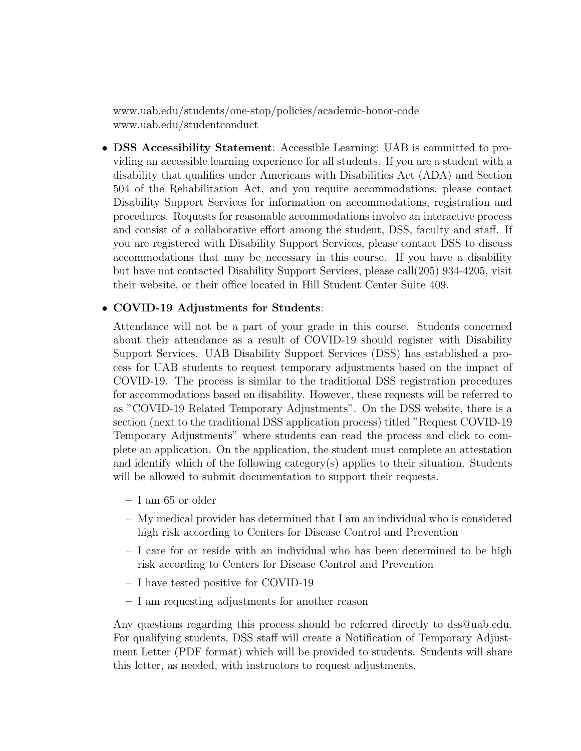www.uab.edu/students/one-stop/policies/academic-honor-code
www.uab.edu/studentconduct

- **DSS Accessibility Statement**: Accessible Learning: UAB is committed to providing an accessible learning experience for all students. If you are a student with a disability that qualifies under Americans with Disabilities Act (ADA) and Section 504 of the Rehabilitation Act, and you require accommodations, please contact Disability Support Services for information on accommodations, registration and procedures. Requests for reasonable accommodations involve an interactive process and consist of a collaborative effort among the student, DSS, faculty and staff. If you are registered with Disability Support Services, please contact DSS to discuss accommodations that may be necessary in this course. If you have a disability but have not contacted Disability Support Services, please call(205) 934-4205, visit their website, or their office located in Hill Student Center Suite 409.

- **COVID-19 Adjustments for Students**:

  Attendance will not be a part of your grade in this course. Students concerned about their attendance as a result of COVID-19 should register with Disability Support Services. UAB Disability Support Services (DSS) has established a process for UAB students to request temporary adjustments based on the impact of COVID-19. The process is similar to the traditional DSS registration procedures for accommodations based on disability. However, these requests will be referred to as "COVID-19 Related Temporary Adjustments". On the DSS website, there is a section (next to the traditional DSS application process) titled "Request COVID-19 Temporary Adjustments" where students can read the process and click to complete an application. On the application, the student must complete an attestation and identify which of the following category(s) applies to their situation. Students will be allowed to submit documentation to support their requests.

  - I am 65 or older
  - My medical provider has determined that I am an individual who is considered high risk according to Centers for Disease Control and Prevention
  - I care for or reside with an individual who has been determined to be high risk according to Centers for Disease Control and Prevention
  - I have tested positive for COVID-19
  - I am requesting adjustments for another reason

  Any questions regarding this process should be referred directly to dss@uab.edu. For qualifying students, DSS staff will create a Notification of Temporary Adjustment Letter (PDF format) which will be provided to students. Students will share this letter, as needed, with instructors to request adjustments.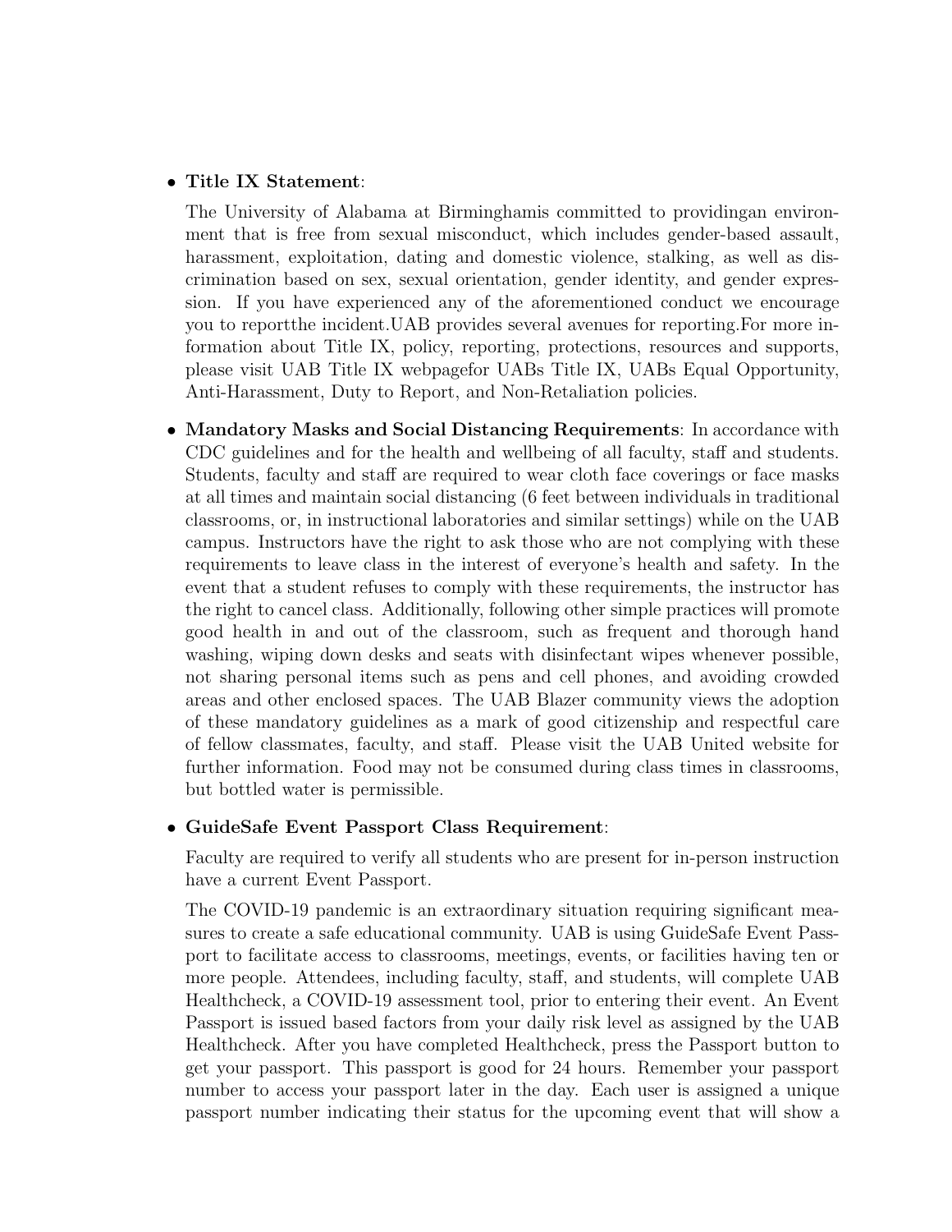- **Title IX Statement**:

  The University of Alabama at Birminghamis committed to providingan environment that is free from sexual misconduct, which includes gender-based assault, harassment, exploitation, dating and domestic violence, stalking, as well as discrimination based on sex, sexual orientation, gender identity, and gender expression. If you have experienced any of the aforementioned conduct we encourage you to reportthe incident.UAB provides several avenues for reporting.For more information about Title IX, policy, reporting, protections, resources and supports, please visit UAB Title IX webpagefor UABs Title IX, UABs Equal Opportunity, Anti-Harassment, Duty to Report, and Non-Retaliation policies.

- **Mandatory Masks and Social Distancing Requirements**: In accordance with CDC guidelines and for the health and wellbeing of all faculty, staff and students. Students, faculty and staff are required to wear cloth face coverings or face masks at all times and maintain social distancing (6 feet between individuals in traditional classrooms, or, in instructional laboratories and similar settings) while on the UAB campus. Instructors have the right to ask those who are not complying with these requirements to leave class in the interest of everyone's health and safety. In the event that a student refuses to comply with these requirements, the instructor has the right to cancel class. Additionally, following other simple practices will promote good health in and out of the classroom, such as frequent and thorough hand washing, wiping down desks and seats with disinfectant wipes whenever possible, not sharing personal items such as pens and cell phones, and avoiding crowded areas and other enclosed spaces. The UAB Blazer community views the adoption of these mandatory guidelines as a mark of good citizenship and respectful care of fellow classmates, faculty, and staff. Please visit the UAB United website for further information. Food may not be consumed during class times in classrooms, but bottled water is permissible.

- **GuideSafe Event Passport Class Requirement**:

  Faculty are required to verify all students who are present for in-person instruction have a current Event Passport.

  The COVID-19 pandemic is an extraordinary situation requiring significant measures to create a safe educational community. UAB is using GuideSafe Event Passport to facilitate access to classrooms, meetings, events, or facilities having ten or more people. Attendees, including faculty, staff, and students, will complete UAB Healthcheck, a COVID-19 assessment tool, prior to entering their event. An Event Passport is issued based factors from your daily risk level as assigned by the UAB Healthcheck. After you have completed Healthcheck, press the Passport button to get your passport. This passport is good for 24 hours. Remember your passport number to access your passport later in the day. Each user is assigned a unique passport number indicating their status for the upcoming event that will show a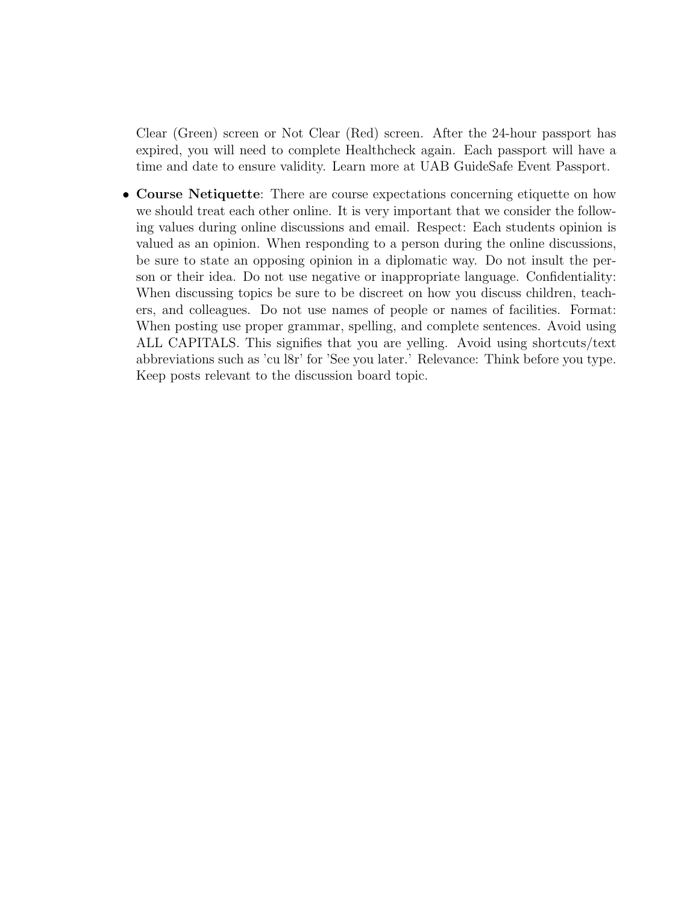Clear (Green) screen or Not Clear (Red) screen. After the 24-hour passport has expired, you will need to complete Healthcheck again. Each passport will have a time and date to ensure validity. Learn more at UAB GuideSafe Event Passport.

- **Course Netiquette**: There are course expectations concerning etiquette on how we should treat each other online. It is very important that we consider the following values during online discussions and email. Respect: Each students opinion is valued as an opinion. When responding to a person during the online discussions, be sure to state an opposing opinion in a diplomatic way. Do not insult the person or their idea. Do not use negative or inappropriate language. Confidentiality: When discussing topics be sure to be discreet on how you discuss children, teachers, and colleagues. Do not use names of people or names of facilities. Format: When posting use proper grammar, spelling, and complete sentences. Avoid using ALL CAPITALS. This signifies that you are yelling. Avoid using shortcuts/text abbreviations such as 'cu l8r' for 'See you later.' Relevance: Think before you type. Keep posts relevant to the discussion board topic.